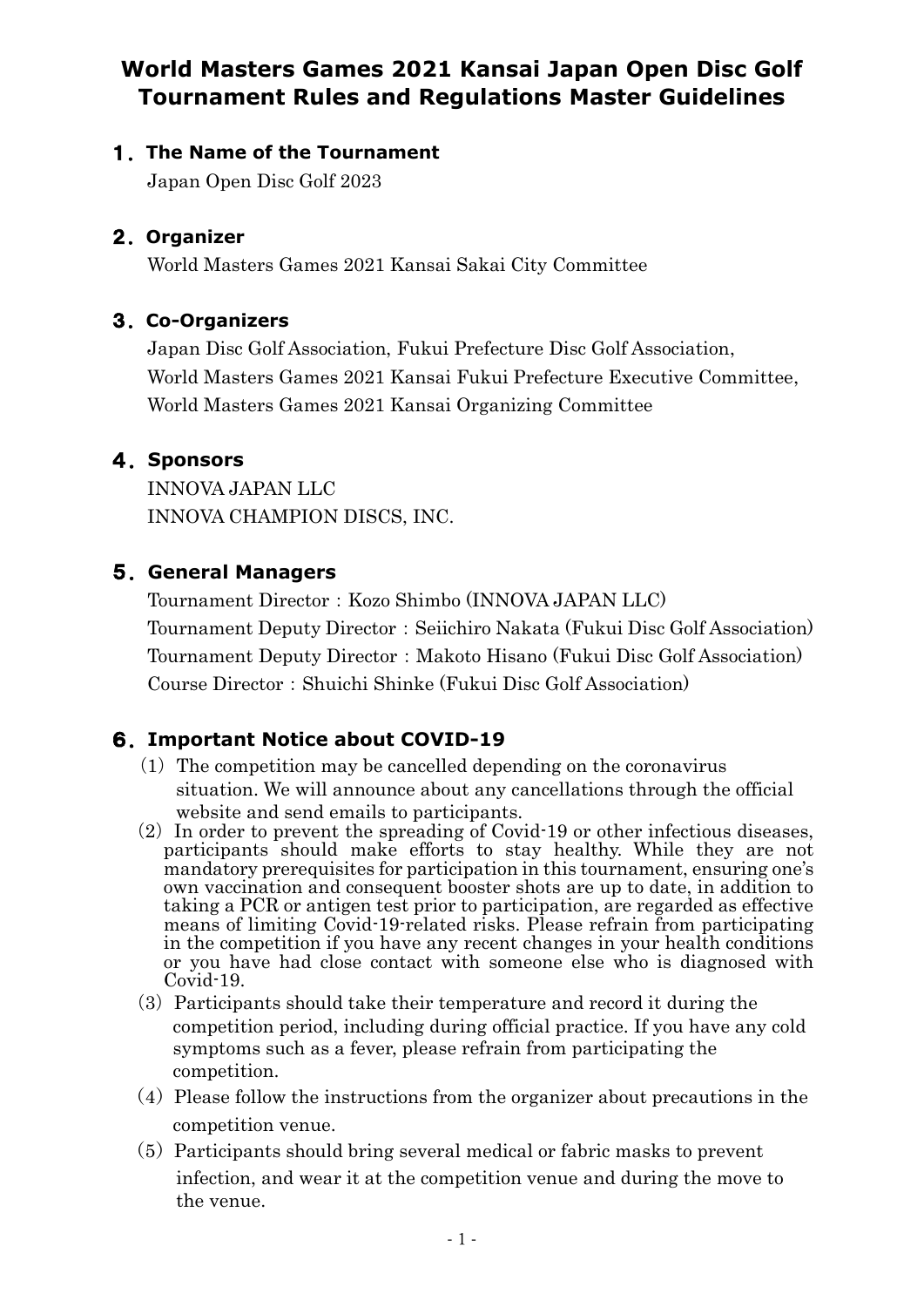# World Masters Games 2021 Kansai Japan Open Disc Golf Tournament Rules and Regulations Master Guidelines

## 1. The Name of the Tournament

Japan Open Disc Golf 2023

## 2. Organizer

World Masters Games 2021 Kansai Sakai City Committee

## 3. Co-Organizers

Japan Disc Golf Association, Fukui Prefecture Disc Golf Association,
World Masters Games 2021 Kansai Fukui Prefecture Executive Committee,
World Masters Games 2021 Kansai Organizing Committee

## 4. Sponsors

INNOVA JAPAN LLC
INNOVA CHAMPION DISCS, INC.

## 5. General Managers

Tournament Director：Kozo Shimbo (INNOVA JAPAN LLC)
Tournament Deputy Director：Seiichiro Nakata (Fukui Disc Golf Association)
Tournament Deputy Director：Makoto Hisano (Fukui Disc Golf Association)
Course Director：Shuichi Shinke (Fukui Disc Golf Association)

## 6. Important Notice about COVID-19

(1) The competition may be cancelled depending on the coronavirus situation. We will announce about any cancellations through the official website and send emails to participants.

(2) In order to prevent the spreading of Covid-19 or other infectious diseases, participants should make efforts to stay healthy. While they are not mandatory prerequisites for participation in this tournament, ensuring one's own vaccination and consequent booster shots are up to date, in addition to taking a PCR or antigen test prior to participation, are regarded as effective means of limiting Covid-19-related risks. Please refrain from participating in the competition if you have any recent changes in your health conditions or you have had close contact with someone else who is diagnosed with Covid-19.

(3) Participants should take their temperature and record it during the competition period, including during official practice. If you have any cold symptoms such as a fever, please refrain from participating the competition.

(4) Please follow the instructions from the organizer about precautions in the competition venue.

(5) Participants should bring several medical or fabric masks to prevent infection, and wear it at the competition venue and during the move to the venue.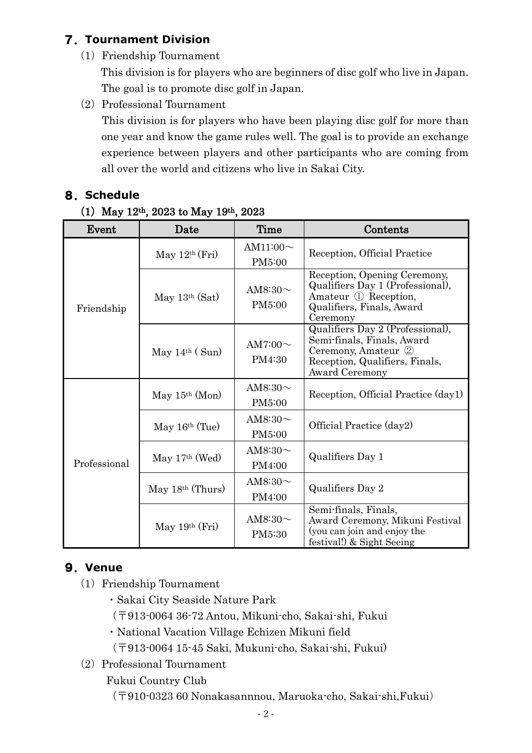## 7. Tournament Division

(1) Friendship Tournament

This division is for players who are beginners of disc golf who live in Japan. The goal is to promote disc golf in Japan.

(2) Professional Tournament

This division is for players who have been playing disc golf for more than one year and know the game rules well. The goal is to provide an exchange experience between players and other participants who are coming from all over the world and citizens who live in Sakai City.

## 8. Schedule

**(1) May 12th, 2023 to May 19th, 2023**

| Event | Date | Time | Contents |
|---|---|---|---|
| Friendship | May 12th (Fri) | AM11:00～ PM5:00 | Reception, Official Practice |
| | May 13th (Sat) | AM8:30～ PM5:00 | Reception, Opening Ceremony, Qualifiers Day 1 (Professional), Amateur ① Reception, Qualifiers, Finals, Award Ceremony |
| | May 14th ( Sun) | AM7:00～ PM4:30 | Qualifiers Day 2 (Professional), Semi-finals, Finals, Award Ceremony, Amateur ② Reception, Qualifiers, Finals, Award Ceremony |
| Professional | May 15th (Mon) | AM8:30～ PM5:00 | Reception, Official Practice (day1) |
| | May 16th (Tue) | AM8:30～ PM5:00 | Official Practice (day2) |
| | May 17th (Wed) | AM8:30～ PM4:00 | Qualifiers Day 1 |
| | May 18th (Thurs) | AM8:30～ PM4:00 | Qualifiers Day 2 |
| | May 19th (Fri) | AM8:30～ PM5:30 | Semi-finals, Finals, Award Ceremony, Mikuni Festival (you can join and enjoy the festival!) & Sight Seeing |

## 9. Venue

(1) Friendship Tournament

・Sakai City Seaside Nature Park

(〒913-0064 36-72 Antou, Mikuni-cho, Sakai-shi, Fukui

・National Vacation Village Echizen Mikuni field

(〒913-0064 15-45 Saki, Mukuni-cho, Sakai-shi, Fukui)

(2) Professional Tournament

Fukui Country Club

(〒910-0323 60 Nonakasannnou, Maruoka-cho, Sakai-shi,Fukui)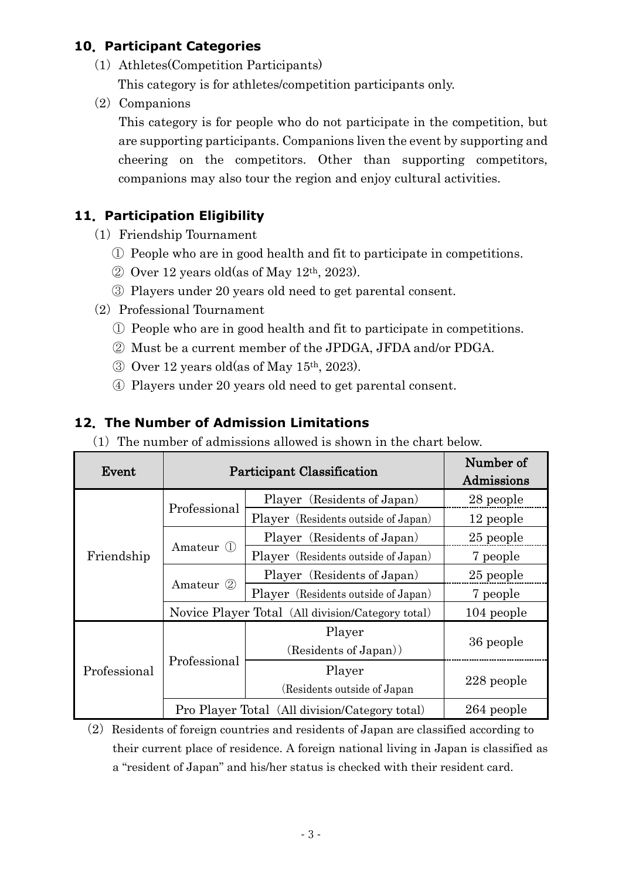## 10. Participant Categories

(1) Athletes(Competition Participants)

This category is for athletes/competition participants only.

(2) Companions

This category is for people who do not participate in the competition, but are supporting participants. Companions liven the event by supporting and cheering on the competitors. Other than supporting competitors, companions may also tour the region and enjoy cultural activities.

## 11. Participation Eligibility

(1) Friendship Tournament

① People who are in good health and fit to participate in competitions.

② Over 12 years old(as of May 12th, 2023).

③ Players under 20 years old need to get parental consent.

(2) Professional Tournament

① People who are in good health and fit to participate in competitions.

② Must be a current member of the JPDGA, JFDA and/or PDGA.

③ Over 12 years old(as of May 15th, 2023).

④ Players under 20 years old need to get parental consent.

## 12. The Number of Admission Limitations

(1) The number of admissions allowed is shown in the chart below.

| Event | Participant Classification | | Number of Admissions |
|---|---|---|---|
| Friendship | Professional | Player (Residents of Japan) | 28 people |
| | | Player (Residents outside of Japan) | 12 people |
| | Amateur ① | Player (Residents of Japan) | 25 people |
| | | Player (Residents outside of Japan) | 7 people |
| | Amateur ② | Player (Residents of Japan) | 25 people |
| | | Player (Residents outside of Japan) | 7 people |
| | Novice Player Total (All division/Category total) | | 104 people |
| Professional | Professional | Player (Residents of Japan)) | 36 people |
| | | Player (Residents outside of Japan | 228 people |
| | Pro Player Total (All division/Category total) | | 264 people |

(2) Residents of foreign countries and residents of Japan are classified according to their current place of residence. A foreign national living in Japan is classified as a "resident of Japan" and his/her status is checked with their resident card.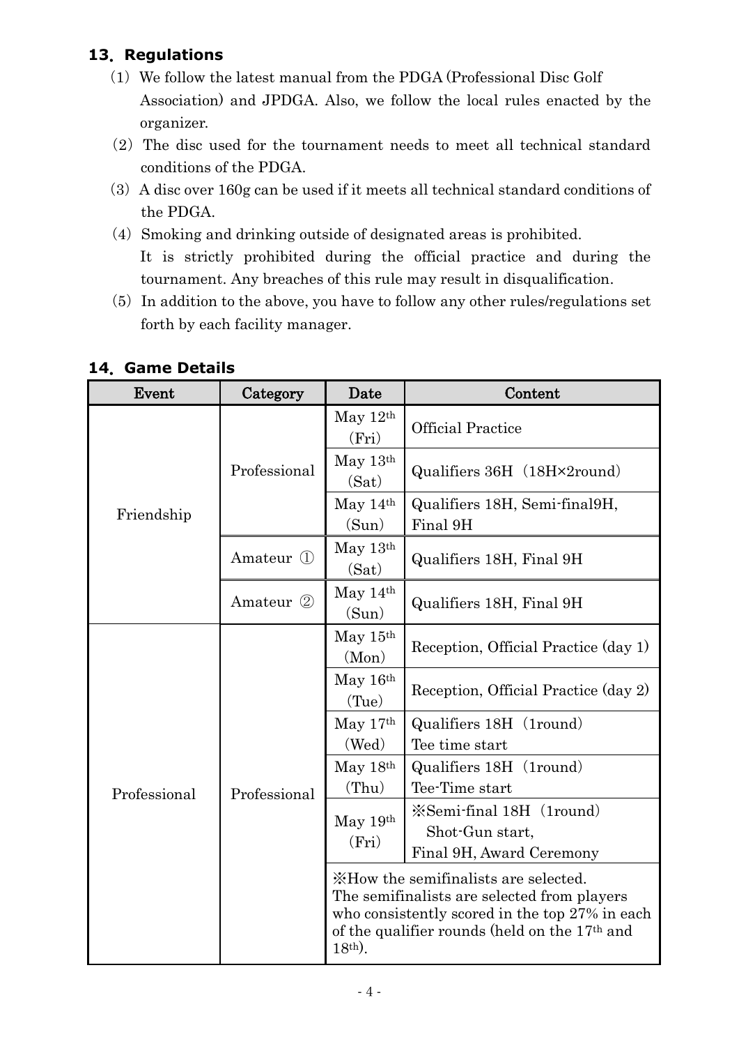## 13. Regulations

(1) We follow the latest manual from the PDGA (Professional Disc Golf Association) and JPDGA. Also, we follow the local rules enacted by the organizer.

(2) The disc used for the tournament needs to meet all technical standard conditions of the PDGA.

(3) A disc over 160g can be used if it meets all technical standard conditions of the PDGA.

(4) Smoking and drinking outside of designated areas is prohibited. It is strictly prohibited during the official practice and during the tournament. Any breaches of this rule may result in disqualification.

(5) In addition to the above, you have to follow any other rules/regulations set forth by each facility manager.

## 14. Game Details

| Event | Category | Date | Content |
|---|---|---|---|
| Friendship | Professional | May 12th (Fri) | Official Practice |
| | | May 13th (Sat) | Qualifiers 36H (18H×2round) |
| | | May 14th (Sun) | Qualifiers 18H, Semi-final9H, Final 9H |
| | Amateur ① | May 13th (Sat) | Qualifiers 18H, Final 9H |
| | Amateur ② | May 14th (Sun) | Qualifiers 18H, Final 9H |
| Professional | Professional | May 15th (Mon) | Reception, Official Practice (day 1) |
| | | May 16th (Tue) | Reception, Official Practice (day 2) |
| | | May 17th (Wed) | Qualifiers 18H (1round) Tee time start |
| | | May 18th (Thu) | Qualifiers 18H (1round) Tee-Time start |
| | | May 19th (Fri) | ※Semi-final 18H (1round) Shot-Gun start, Final 9H, Award Ceremony |
| | | ※How the semifinalists are selected. The semifinalists are selected from players who consistently scored in the top 27% in each of the qualifier rounds (held on the 17th and 18th). | |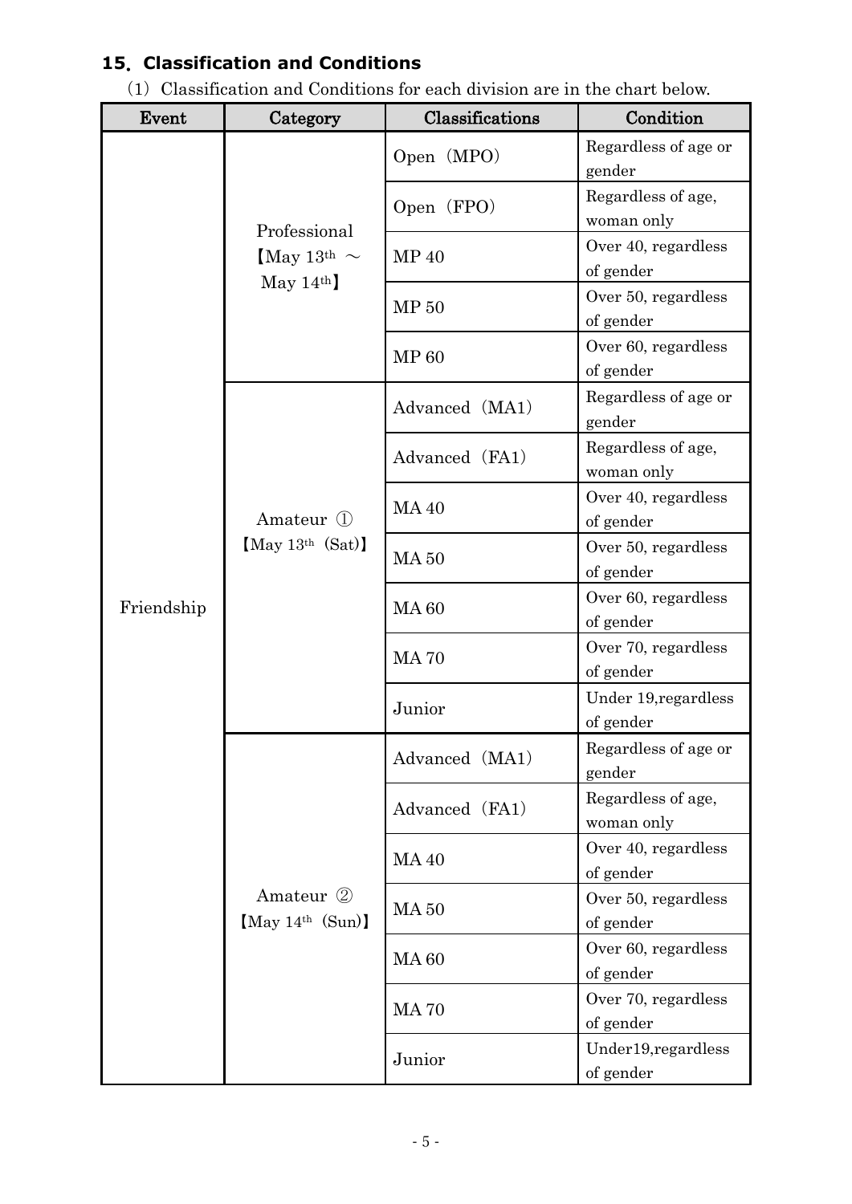## 15. Classification and Conditions

(1) Classification and Conditions for each division are in the chart below.

| Event | Category | Classifications | Condition |
|---|---|---|---|
| Friendship | Professional 【May 13th ～ May 14th】 | Open（MPO） | Regardless of age or gender |
| | | Open（FPO） | Regardless of age, woman only |
| | | MP 40 | Over 40, regardless of gender |
| | | MP 50 | Over 50, regardless of gender |
| | | MP 60 | Over 60, regardless of gender |
| | Amateur ① 【May 13th (Sat)】 | Advanced（MA1） | Regardless of age or gender |
| | | Advanced（FA1） | Regardless of age, woman only |
| | | MA 40 | Over 40, regardless of gender |
| | | MA 50 | Over 50, regardless of gender |
| | | MA 60 | Over 60, regardless of gender |
| | | MA 70 | Over 70, regardless of gender |
| | | Junior | Under 19,regardless of gender |
| | Amateur ② 【May 14th (Sun)】 | Advanced（MA1） | Regardless of age or gender |
| | | Advanced（FA1） | Regardless of age, woman only |
| | | MA 40 | Over 40, regardless of gender |
| | | MA 50 | Over 50, regardless of gender |
| | | MA 60 | Over 60, regardless of gender |
| | | MA 70 | Over 70, regardless of gender |
| | | Junior | Under19,regardless of gender |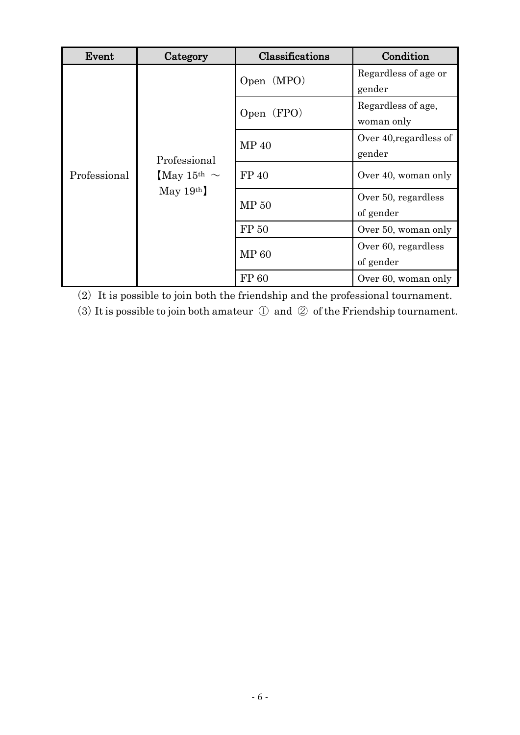| Event | Category | Classifications | Condition |
| --- | --- | --- | --- |
| Professional | Professional 【May 15th ～ May 19th】 | Open（MPO） | Regardless of age or gender |
| | | Open（FPO） | Regardless of age, woman only |
| | | MP 40 | Over 40,regardless of gender |
| | | FP 40 | Over 40, woman only |
| | | MP 50 | Over 50, regardless of gender |
| | | FP 50 | Over 50, woman only |
| | | MP 60 | Over 60, regardless of gender |
| | | FP 60 | Over 60, woman only |

(2) It is possible to join both the friendship and the professional tournament.

(3) It is possible to join both amateur ① and ② of the Friendship tournament.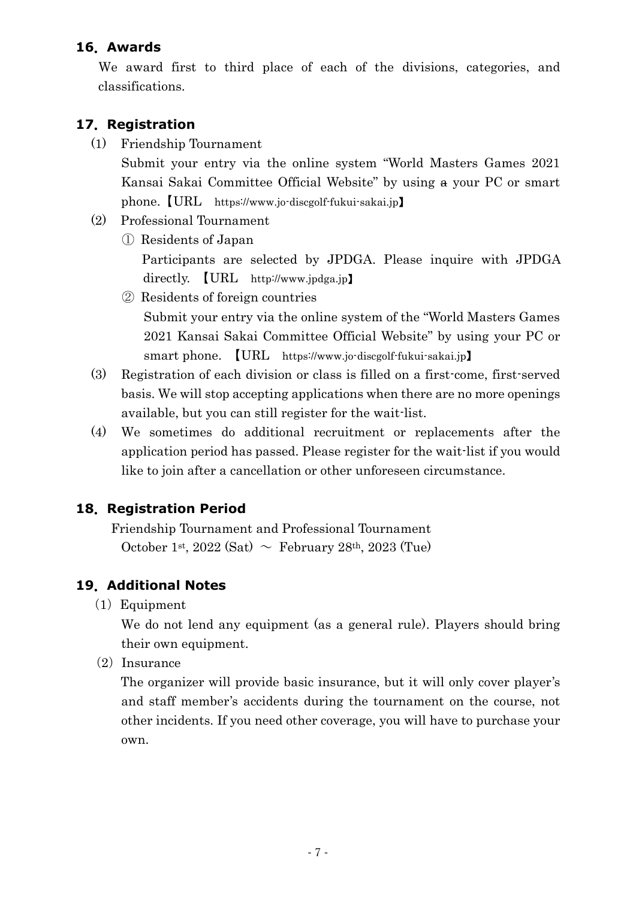## 16. Awards

We award first to third place of each of the divisions, categories, and classifications.

## 17. Registration

(1) Friendship Tournament

Submit your entry via the online system "World Masters Games 2021 Kansai Sakai Committee Official Website" by using a your PC or smart phone.【URL https://www.jo-discgolf-fukui-sakai.jp】

(2) Professional Tournament

① Residents of Japan

Participants are selected by JPDGA. Please inquire with JPDGA directly. 【URL http://www.jpdga.jp】

② Residents of foreign countries

Submit your entry via the online system of the "World Masters Games 2021 Kansai Sakai Committee Official Website" by using your PC or smart phone. 【URL https://www.jo-discgolf-fukui-sakai.jp】

(3) Registration of each division or class is filled on a first-come, first-served basis. We will stop accepting applications when there are no more openings available, but you can still register for the wait-list.

(4) We sometimes do additional recruitment or replacements after the application period has passed. Please register for the wait-list if you would like to join after a cancellation or other unforeseen circumstance.

## 18. Registration Period

Friendship Tournament and Professional Tournament

October 1st, 2022 (Sat) ～ February 28th, 2023 (Tue)

## 19. Additional Notes

(1) Equipment

We do not lend any equipment (as a general rule). Players should bring their own equipment.

(2) Insurance

The organizer will provide basic insurance, but it will only cover player's and staff member's accidents during the tournament on the course, not other incidents. If you need other coverage, you will have to purchase your own.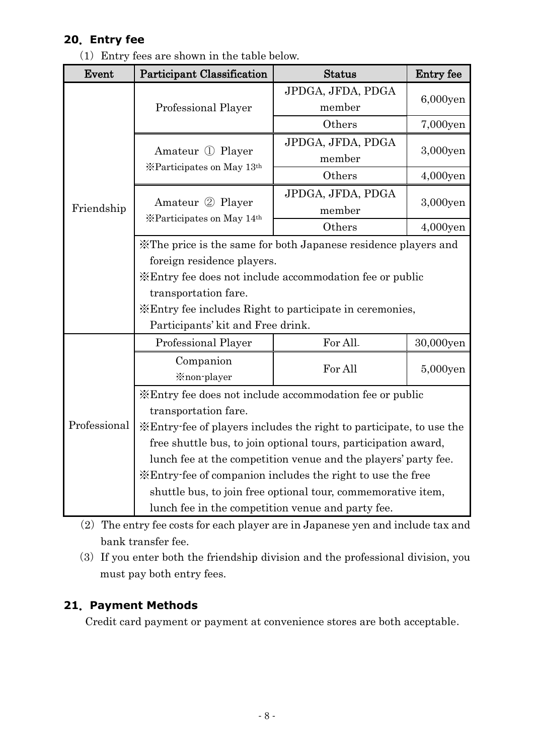## 20. Entry fee

(1) Entry fees are shown in the table below.

| Event | Participant Classification | Status | Entry fee |
|---|---|---|---|
| Friendship | Professional Player | JPDGA, JFDA, PDGA member | 6,000yen |
| | | Others | 7,000yen |
| | Amateur ① Player ※Participates on May 13th | JPDGA, JFDA, PDGA member | 3,000yen |
| | | Others | 4,000yen |
| | Amateur ② Player ※Participates on May 14th | JPDGA, JFDA, PDGA member | 3,000yen |
| | | Others | 4,000yen |
| | ※The price is the same for both Japanese residence players and foreign residence players. ※Entry fee does not include accommodation fee or public transportation fare. ※Entry fee includes Right to participate in ceremonies, Participants' kit and Free drink. | | |
| Professional | Professional Player | For All | 30,000yen |
| | Companion ※non-player | For All | 5,000yen |
| | ※Entry fee does not include accommodation fee or public transportation fare. ※Entry-fee of players includes the right to participate, to use the free shuttle bus, to join optional tours, participation award, lunch fee at the competition venue and the players' party fee. ※Entry-fee of companion includes the right to use the free shuttle bus, to join free optional tour, commemorative item, lunch fee in the competition venue and party fee. | | |

(2) The entry fee costs for each player are in Japanese yen and include tax and bank transfer fee.

(3) If you enter both the friendship division and the professional division, you must pay both entry fees.

## 21. Payment Methods

Credit card payment or payment at convenience stores are both acceptable.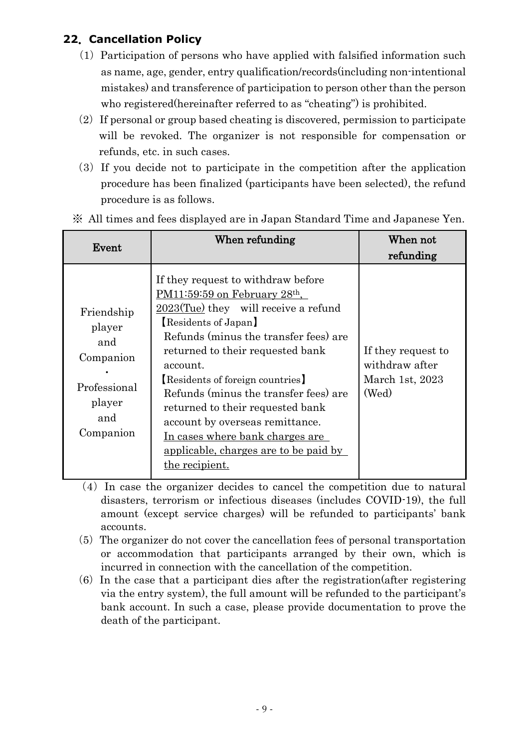## 22. Cancellation Policy

(1) Participation of persons who have applied with falsified information such as name, age, gender, entry qualification/records(including non-intentional mistakes) and transference of participation to person other than the person who registered(hereinafter referred to as "cheating") is prohibited.

(2) If personal or group based cheating is discovered, permission to participate will be revoked. The organizer is not responsible for compensation or refunds, etc. in such cases.

(3) If you decide not to participate in the competition after the application procedure has been finalized (participants have been selected), the refund procedure is as follows.

※ All times and fees displayed are in Japan Standard Time and Japanese Yen.

| Event | When refunding | When not refunding |
|---|---|---|
| Friendship player and Companion<br>・<br>Professional player and Companion | If they request to withdraw before PM11:59:59 on February 28th, 2023(Tue) they will receive a refund<br>【Residents of Japan】<br>Refunds (minus the transfer fees) are returned to their requested bank account.<br>【Residents of foreign countries】<br>Refunds (minus the transfer fees) are returned to their requested bank account by overseas remittance.<br>In cases where bank charges are applicable, charges are to be paid by the recipient. | If they request to withdraw after March 1st, 2023 (Wed) |

(4) In case the organizer decides to cancel the competition due to natural disasters, terrorism or infectious diseases (includes COVID-19), the full amount (except service charges) will be refunded to participants' bank accounts.

(5) The organizer do not cover the cancellation fees of personal transportation or accommodation that participants arranged by their own, which is incurred in connection with the cancellation of the competition.

(6) In the case that a participant dies after the registration(after registering via the entry system), the full amount will be refunded to the participant's bank account. In such a case, please provide documentation to prove the death of the participant.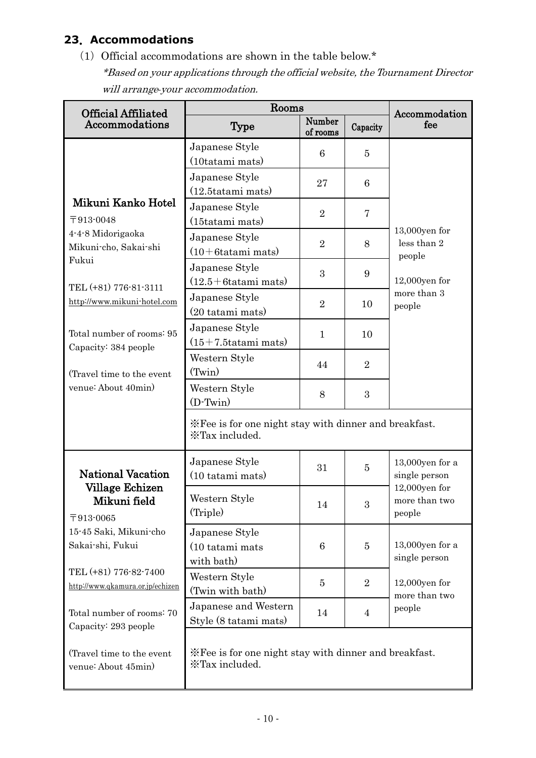## 23. Accommodations

(1) Official accommodations are shown in the table below.*

*\*Based on your applications through the official website, the Tournament Director will arrange your accommodation.*

| Official Affiliated Accommodations | Rooms | | | Accommodation fee |
|---|---|---|---|---|
| | Type | Number of rooms | Capacity | |
| **Mikuni Kanko Hotel**<br>〒913-0048<br>4-4-8 Midorigaoka Mikuni-cho, Sakai-shi Fukui<br>TEL (+81) 776-81-3111<br>http://www.mikuni-hotel.com<br>Total number of rooms: 95<br>Capacity: 384 people<br>(Travel time to the event venue: About 40min) | Japanese Style (10tatami mats) | 6 | 5 | 13,000yen for less than 2 people<br>12,000yen for more than 3 people |
| | Japanese Style (12.5tatami mats) | 27 | 6 | |
| | Japanese Style (15tatami mats) | 2 | 7 | |
| | Japanese Style (10＋6tatami mats) | 2 | 8 | |
| | Japanese Style (12.5＋6tatami mats) | 3 | 9 | |
| | Japanese Style (20 tatami mats) | 2 | 10 | |
| | Japanese Style (15＋7.5tatami mats) | 1 | 10 | |
| | Western Style (Twin) | 44 | 2 | |
| | Western Style (D-Twin) | 8 | 3 | |
| | ※Fee is for one night stay with dinner and breakfast.<br>※Tax included. | | | |
| **National Vacation Village Echizen Mikuni field**<br>〒913-0065<br>15-45 Saki, Mikuni-cho Sakai-shi, Fukui<br>TEL (+81) 776-82-7400<br>http://www.qkamura.or.jp/echizen<br>Total number of rooms: 70<br>Capacity: 293 people<br>(Travel time to the event venue: About 45min) | Japanese Style (10 tatami mats) | 31 | 5 | 13,000yen for a single person<br>12,000yen for more than two people |
| | Western Style (Triple) | 14 | 3 | |
| | Japanese Style (10 tatami mats with bath) | 6 | 5 | 13,000yen for a single person<br>12,000yen for more than two people |
| | Western Style (Twin with bath) | 5 | 2 | |
| | Japanese and Western Style (8 tatami mats) | 14 | 4 | |
| | ※Fee is for one night stay with dinner and breakfast.<br>※Tax included. | | | |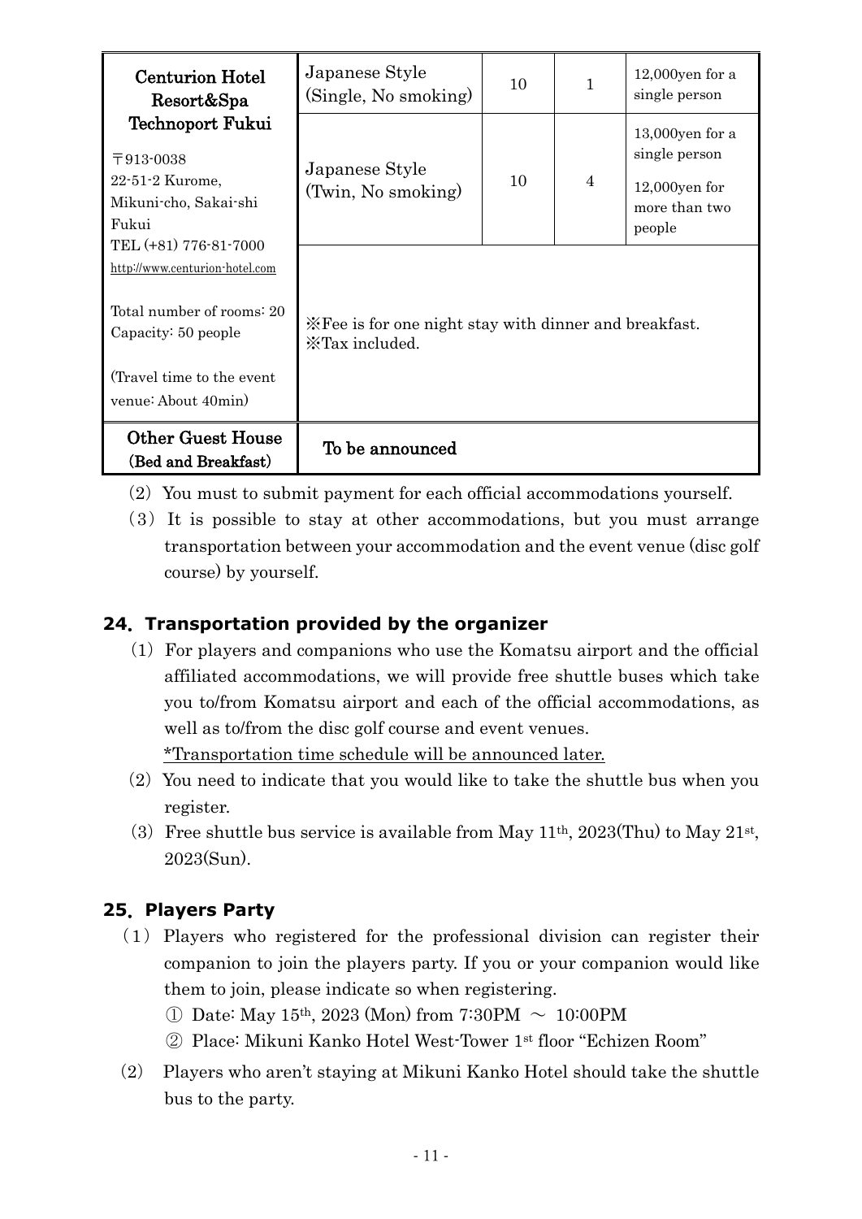| Centurion Hotel Resort&Spa Technoport Fukui<br>〒913-0038<br>22-51-2 Kurome, Mikuni-cho, Sakai-shi Fukui<br>TEL (+81) 776-81-7000<br>http://www.centurion-hotel.com<br><br>Total number of rooms: 20<br>Capacity: 50 people<br><br>(Travel time to the event venue: About 40min) | Japanese Style (Single, No smoking) | 10 | 1 | 12,000yen for a single person |
|---|---|---|---|---|
| | Japanese Style (Twin, No smoking) | 10 | 4 | 13,000yen for a single person<br>12,000yen for more than two people |
| | ※Fee is for one night stay with dinner and breakfast.<br>※Tax included. | | | |
| **Other Guest House (Bed and Breakfast)** | **To be announced** | | | |

(2) You must to submit payment for each official accommodations yourself.

(3) It is possible to stay at other accommodations, but you must arrange transportation between your accommodation and the event venue (disc golf course) by yourself.

## 24. Transportation provided by the organizer

(1) For players and companions who use the Komatsu airport and the official affiliated accommodations, we will provide free shuttle buses which take you to/from Komatsu airport and each of the official accommodations, as well as to/from the disc golf course and event venues.
*Transportation time schedule will be announced later.

(2) You need to indicate that you would like to take the shuttle bus when you register.

(3) Free shuttle bus service is available from May 11th, 2023(Thu) to May 21st, 2023(Sun).

## 25. Players Party

(1) Players who registered for the professional division can register their companion to join the players party. If you or your companion would like them to join, please indicate so when registering.

① Date: May 15th, 2023 (Mon) from 7:30PM ～ 10:00PM

② Place: Mikuni Kanko Hotel West-Tower 1st floor "Echizen Room"

(2) Players who aren't staying at Mikuni Kanko Hotel should take the shuttle bus to the party.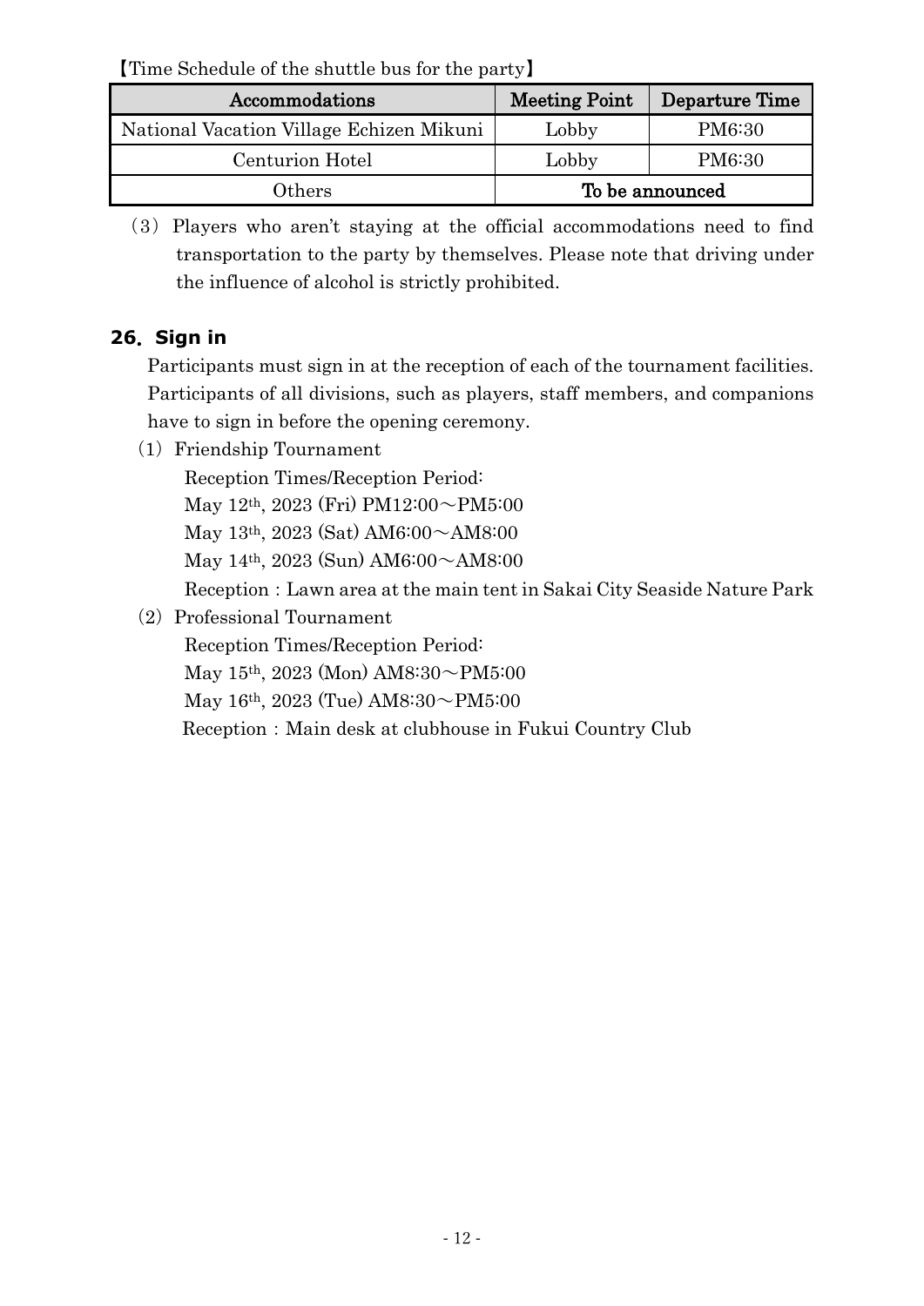【Time Schedule of the shuttle bus for the party】

| Accommodations | Meeting Point | Departure Time |
| --- | --- | --- |
| National Vacation Village Echizen Mikuni | Lobby | PM6:30 |
| Centurion Hotel | Lobby | PM6:30 |
| Others | To be announced | |

（3）Players who aren't staying at the official accommodations need to find transportation to the party by themselves. Please note that driving under the influence of alcohol is strictly prohibited.

## 26. Sign in

Participants must sign in at the reception of each of the tournament facilities. Participants of all divisions, such as players, staff members, and companions have to sign in before the opening ceremony.

（1）Friendship Tournament

Reception Times/Reception Period:

May 12th, 2023 (Fri) PM12:00～PM5:00

May 13th, 2023 (Sat) AM6:00～AM8:00

May 14th, 2023 (Sun) AM6:00～AM8:00

Reception：Lawn area at the main tent in Sakai City Seaside Nature Park

（2）Professional Tournament

Reception Times/Reception Period:

May 15th, 2023 (Mon) AM8:30～PM5:00

May 16th, 2023 (Tue) AM8:30～PM5:00

Reception：Main desk at clubhouse in Fukui Country Club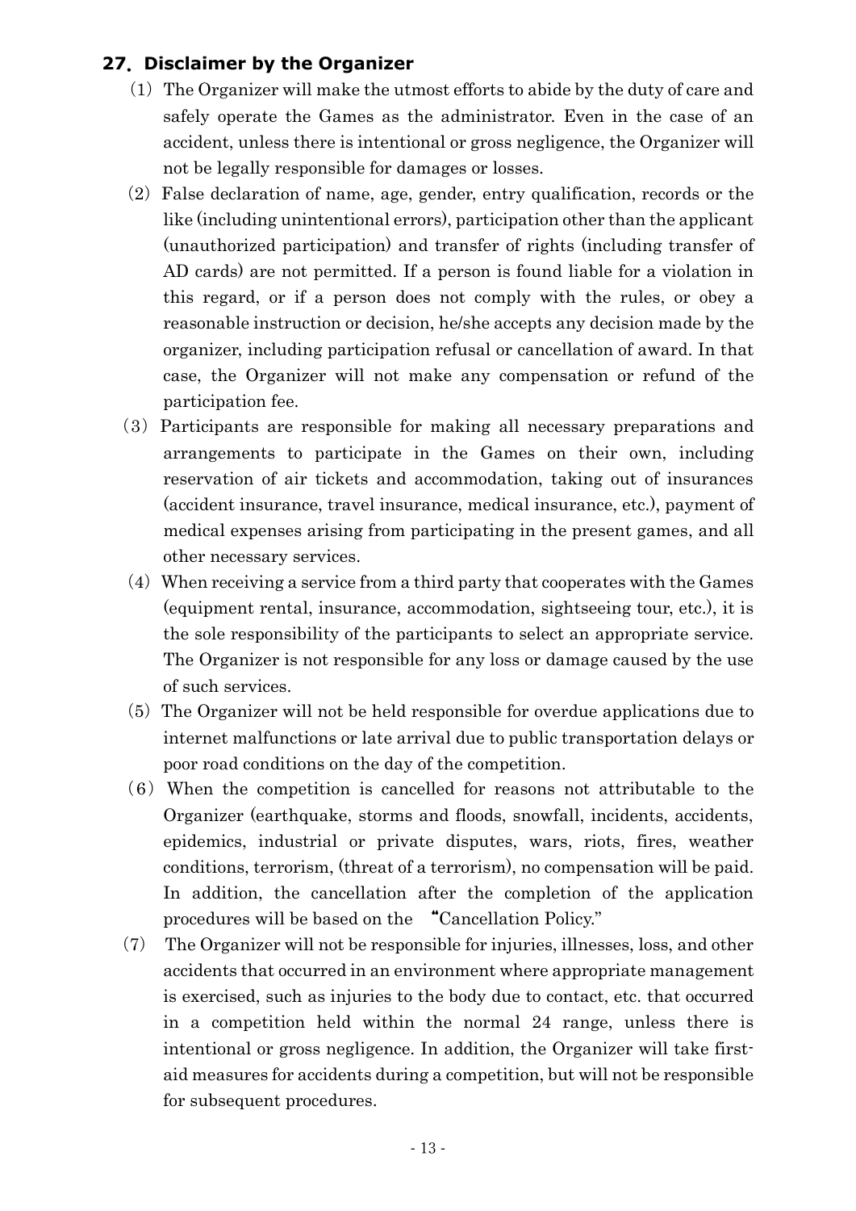## 27. Disclaimer by the Organizer

(1) The Organizer will make the utmost efforts to abide by the duty of care and safely operate the Games as the administrator. Even in the case of an accident, unless there is intentional or gross negligence, the Organizer will not be legally responsible for damages or losses.

(2) False declaration of name, age, gender, entry qualification, records or the like (including unintentional errors), participation other than the applicant (unauthorized participation) and transfer of rights (including transfer of AD cards) are not permitted. If a person is found liable for a violation in this regard, or if a person does not comply with the rules, or obey a reasonable instruction or decision, he/she accepts any decision made by the organizer, including participation refusal or cancellation of award. In that case, the Organizer will not make any compensation or refund of the participation fee.

(3) Participants are responsible for making all necessary preparations and arrangements to participate in the Games on their own, including reservation of air tickets and accommodation, taking out of insurances (accident insurance, travel insurance, medical insurance, etc.), payment of medical expenses arising from participating in the present games, and all other necessary services.

(4) When receiving a service from a third party that cooperates with the Games (equipment rental, insurance, accommodation, sightseeing tour, etc.), it is the sole responsibility of the participants to select an appropriate service. The Organizer is not responsible for any loss or damage caused by the use of such services.

(5) The Organizer will not be held responsible for overdue applications due to internet malfunctions or late arrival due to public transportation delays or poor road conditions on the day of the competition.

(6) When the competition is cancelled for reasons not attributable to the Organizer (earthquake, storms and floods, snowfall, incidents, accidents, epidemics, industrial or private disputes, wars, riots, fires, weather conditions, terrorism, (threat of a terrorism), no compensation will be paid. In addition, the cancellation after the completion of the application procedures will be based on the "Cancellation Policy."

(7) The Organizer will not be responsible for injuries, illnesses, loss, and other accidents that occurred in an environment where appropriate management is exercised, such as injuries to the body due to contact, etc. that occurred in a competition held within the normal 24 range, unless there is intentional or gross negligence. In addition, the Organizer will take first-aid measures for accidents during a competition, but will not be responsible for subsequent procedures.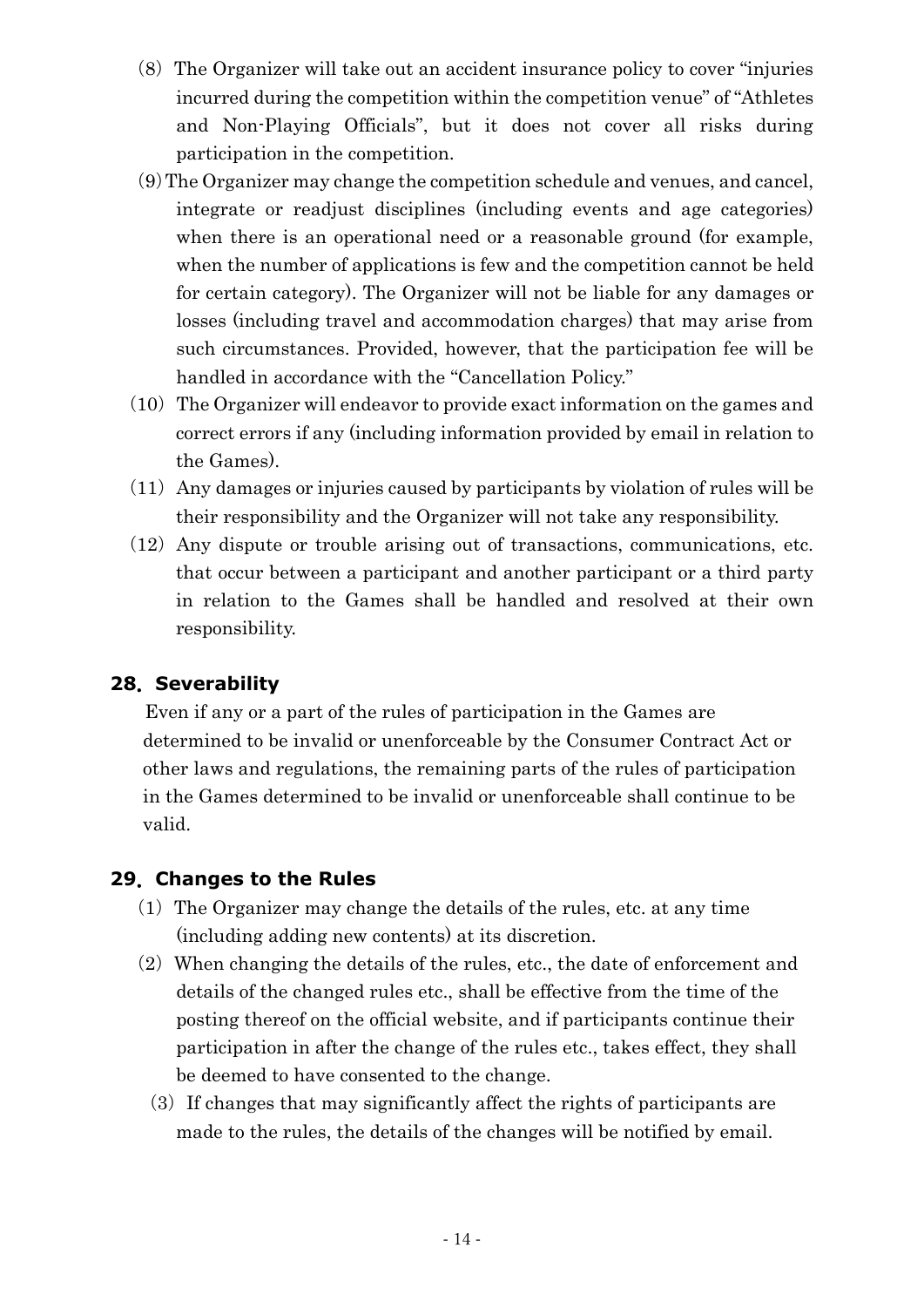(8) The Organizer will take out an accident insurance policy to cover "injuries incurred during the competition within the competition venue" of "Athletes and Non-Playing Officials", but it does not cover all risks during participation in the competition.

(9) The Organizer may change the competition schedule and venues, and cancel, integrate or readjust disciplines (including events and age categories) when there is an operational need or a reasonable ground (for example, when the number of applications is few and the competition cannot be held for certain category). The Organizer will not be liable for any damages or losses (including travel and accommodation charges) that may arise from such circumstances. Provided, however, that the participation fee will be handled in accordance with the "Cancellation Policy."

(10) The Organizer will endeavor to provide exact information on the games and correct errors if any (including information provided by email in relation to the Games).

(11) Any damages or injuries caused by participants by violation of rules will be their responsibility and the Organizer will not take any responsibility.

(12) Any dispute or trouble arising out of transactions, communications, etc. that occur between a participant and another participant or a third party in relation to the Games shall be handled and resolved at their own responsibility.

## 28. Severability

Even if any or a part of the rules of participation in the Games are determined to be invalid or unenforceable by the Consumer Contract Act or other laws and regulations, the remaining parts of the rules of participation in the Games determined to be invalid or unenforceable shall continue to be valid.

## 29. Changes to the Rules

(1) The Organizer may change the details of the rules, etc. at any time (including adding new contents) at its discretion.

(2) When changing the details of the rules, etc., the date of enforcement and details of the changed rules etc., shall be effective from the time of the posting thereof on the official website, and if participants continue their participation in after the change of the rules etc., takes effect, they shall be deemed to have consented to the change.

(3) If changes that may significantly affect the rights of participants are made to the rules, the details of the changes will be notified by email.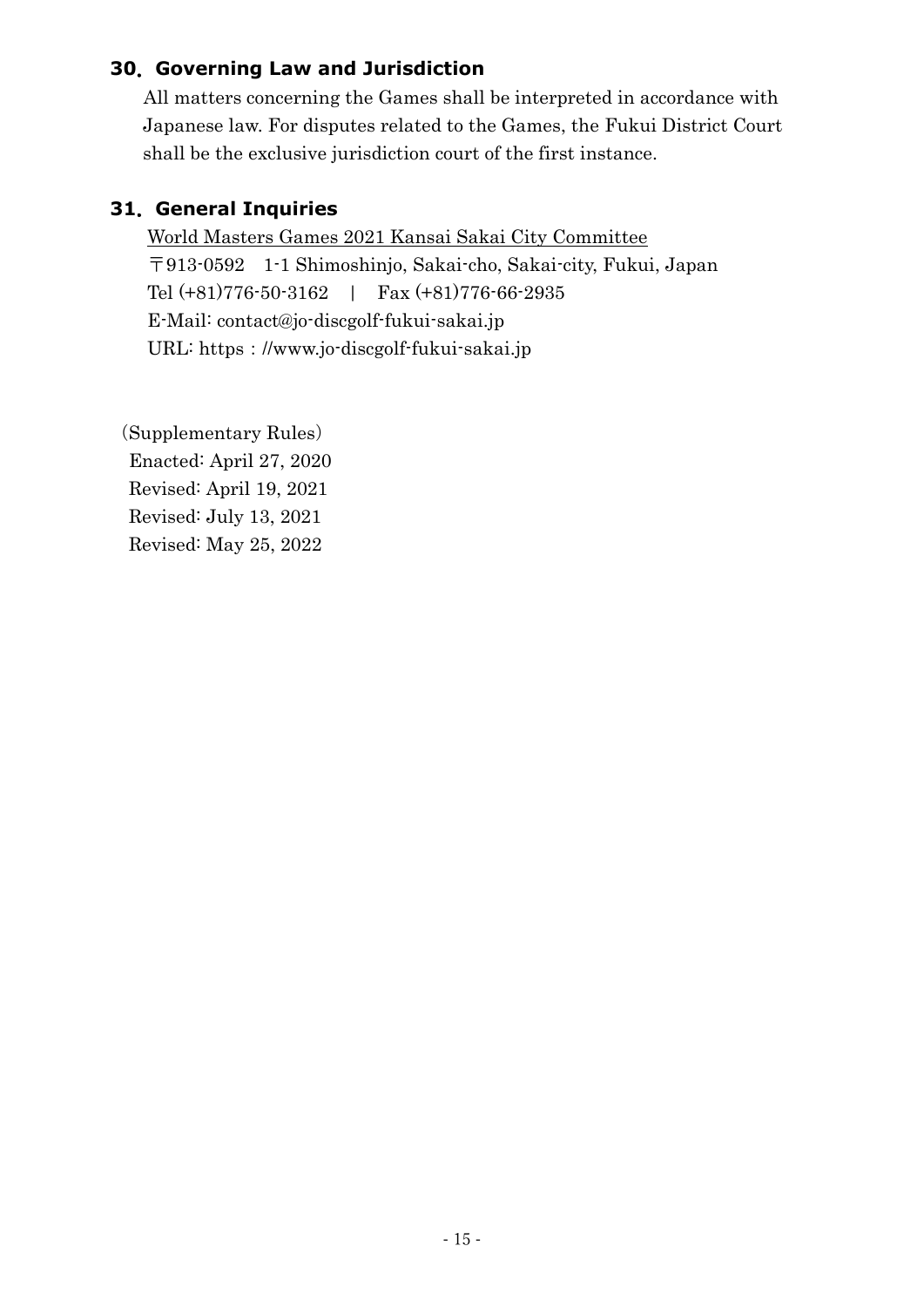## 30. Governing Law and Jurisdiction

All matters concerning the Games shall be interpreted in accordance with Japanese law. For disputes related to the Games, the Fukui District Court shall be the exclusive jurisdiction court of the first instance.

## 31. General Inquiries

World Masters Games 2021 Kansai Sakai City Committee
〒913-0592　1-1 Shimoshinjo, Sakai-cho, Sakai-city, Fukui, Japan
Tel (+81)776-50-3162　|　Fax (+81)776-66-2935
E-Mail: contact@jo-discgolf-fukui-sakai.jp
URL: https：//www.jo-discgolf-fukui-sakai.jp

（Supplementary Rules）
Enacted: April 27, 2020
Revised: April 19, 2021
Revised: July 13, 2021
Revised: May 25, 2022